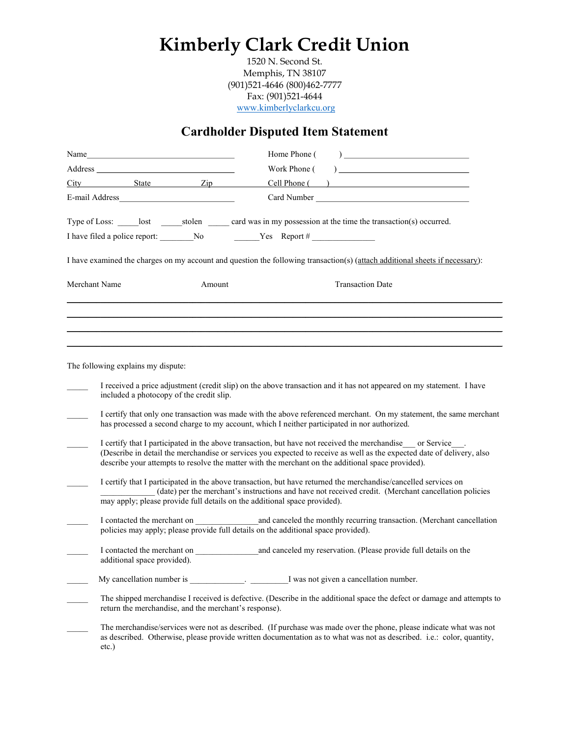# Kimberly Clark Credit Union

1520 N. Second St.
Memphis, TN 38107
(901)521-4646 (800)462-7777
Fax: (901)521-4644
www.kimberlyclarkcu.org

## Cardholder Disputed Item Statement

Name___________________________________ Home Phone ( ) ______________________________

Address ________________________________ Work Phone ( ) _______________________________

City State Zip Cell Phone ( ) ______________________________________

E-mail Address___________________________ Card Number ____________________________________

Type of Loss: _____lost _____stolen _____ card was in my possession at the time the transaction(s) occurred.

I have filed a police report: ________No ______Yes Report # _______________

I have examined the charges on my account and question the following transaction(s) (attach additional sheets if necessary):

| Merchant Name | Amount | Transaction Date |
|---|---|---|
| | | |
| | | |
| | | |
| | | |

The following explains my dispute:

_____ I received a price adjustment (credit slip) on the above transaction and it has not appeared on my statement. I have included a photocopy of the credit slip.

_____ I certify that only one transaction was made with the above referenced merchant. On my statement, the same merchant has processed a second charge to my account, which I neither participated in nor authorized.

_____ I certify that I participated in the above transaction, but have not received the merchandise___ or Service___. (Describe in detail the merchandise or services you expected to receive as well as the expected date of delivery, also describe your attempts to resolve the matter with the merchant on the additional space provided).

_____ I certify that I participated in the above transaction, but have returned the merchandise/cancelled services on _____________ (date) per the merchant's instructions and have not received credit. (Merchant cancellation policies may apply; please provide full details on the additional space provided).

_____ I contacted the merchant on _______________and canceled the monthly recurring transaction. (Merchant cancellation policies may apply; please provide full details on the additional space provided).

_____ I contacted the merchant on _______________and canceled my reservation. (Please provide full details on the additional space provided).

_____ My cancellation number is _____________. _________I was not given a cancellation number.

_____ The shipped merchandise I received is defective. (Describe in the additional space the defect or damage and attempts to return the merchandise, and the merchant's response).

_____ The merchandise/services were not as described. (If purchase was made over the phone, please indicate what was not as described. Otherwise, please provide written documentation as to what was not as described. i.e.: color, quantity, etc.)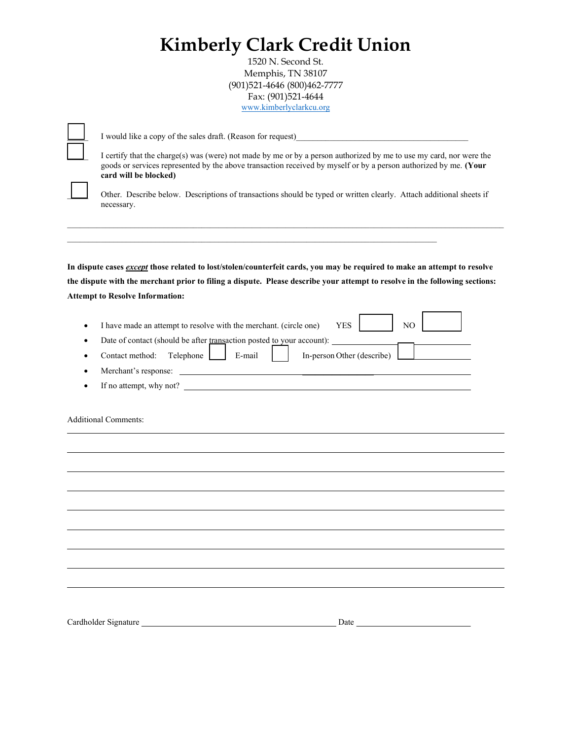# Kimberly Clark Credit Union

1520 N. Second St.
Memphis, TN 38107
(901)521-4646 (800)462-7777
Fax: (901)521-4644
www.kimberlyclarkcu.org

☐ I would like a copy of the sales draft. (Reason for request)________________________________________

☐ I certify that the charge(s) was (were) not made by me or by a person authorized by me to use my card, nor were the goods or services represented by the above transaction received by myself or by a person authorized by me. **(Your card will be blocked)**

☐ Other. Describe below. Descriptions of transactions should be typed or written clearly. Attach additional sheets if necessary.

______________________________________________________________________________________________

______________________________________________________________________________

**In dispute cases *except* those related to lost/stolen/counterfeit cards, you may be required to make an attempt to resolve the dispute with the merchant prior to filing a dispute. Please describe your attempt to resolve in the following sections:**

**Attempt to Resolve Information:**

- I have made an attempt to resolve with the merchant. (circle one) YES ☐ NO ☐
- Date of contact (should be after transaction posted to your account): ____________________
- Contact method: Telephone ☐ E-mail ☐ In-person Other (describe) ☐ ____________
- Merchant's response: ______________________________________________________
- If no attempt, why not? ____________________________________________________

Additional Comments:

______________________________________________________________________________________________

______________________________________________________________________________________________

______________________________________________________________________________________________

______________________________________________________________________________________________

______________________________________________________________________________________________

______________________________________________________________________________________________

______________________________________________________________________________________________

______________________________________________________________________________________________

______________________________________________________________________________________________

Cardholder Signature ______________________________________________ Date ___________________________